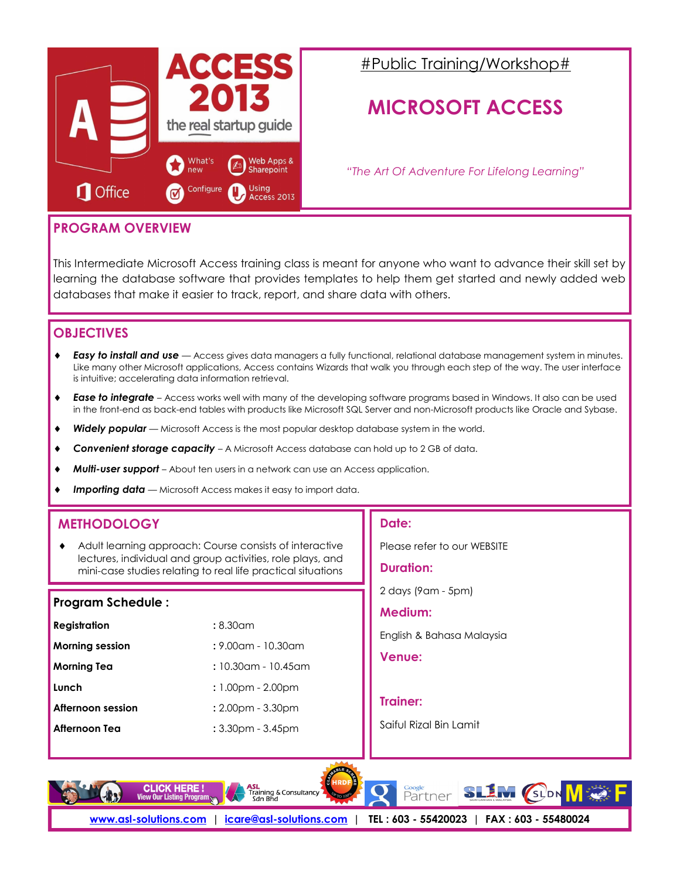ACCESS 2013

the real startup guide

What's new | Web Apps & Sharepoint | Configure | Using Access 2013

Office

#Public Training/Workshop#

# MICROSOFT ACCESS

*"The Art Of Adventure For Lifelong Learning"*

## PROGRAM OVERVIEW

This Intermediate Microsoft Access training class is meant for anyone who want to advance their skill set by learning the database software that provides templates to help them get started and newly added web databases that make it easier to track, report, and share data with others.

## OBJECTIVES

- ***Easy to install and use*** — Access gives data managers a fully functional, relational database management system in minutes. Like many other Microsoft applications, Access contains Wizards that walk you through each step of the way. The user interface is intuitive; accelerating data information retrieval.
- ***Ease to integrate*** – Access works well with many of the developing software programs based in Windows. It also can be used in the front-end as back-end tables with products like Microsoft SQL Server and non-Microsoft products like Oracle and Sybase.
- ***Widely popular*** — Microsoft Access is the most popular desktop database system in the world.
- ***Convenient storage capacity*** – A Microsoft Access database can hold up to 2 GB of data.
- ***Multi-user support*** – About ten users in a network can use an Access application.
- ***Importing data*** — Microsoft Access makes it easy to import data.

## METHODOLOGY

- Adult learning approach: Course consists of interactive lectures, individual and group activities, role plays, and mini-case studies relating to real life practical situations

## Program Schedule :

| | |
|---|---|
| **Registration** | : 8.30am |
| **Morning session** | : 9.00am - 10.30am |
| **Morning Tea** | : 10.30am - 10.45am |
| **Lunch** | : 1.00pm - 2.00pm |
| **Afternoon session** | : 2.00pm - 3.30pm |
| **Afternoon Tea** | : 3.30pm - 3.45pm |

## Date:

Please refer to our WEBSITE

## Duration:

2 days (9am - 5pm)

## Medium:

English & Bahasa Malaysia

## Venue:

## Trainer:

Saiful Rizal Bin Lamit

CLICK HERE ! View Our Listing Program | ASL Training & Consultancy Sdn Bhd | HRDF | Google Partner | SLIM | SLDN | MF

www.asl-solutions.com | icare@asl-solutions.com | TEL : 603 - 55420023 | FAX : 603 - 55480024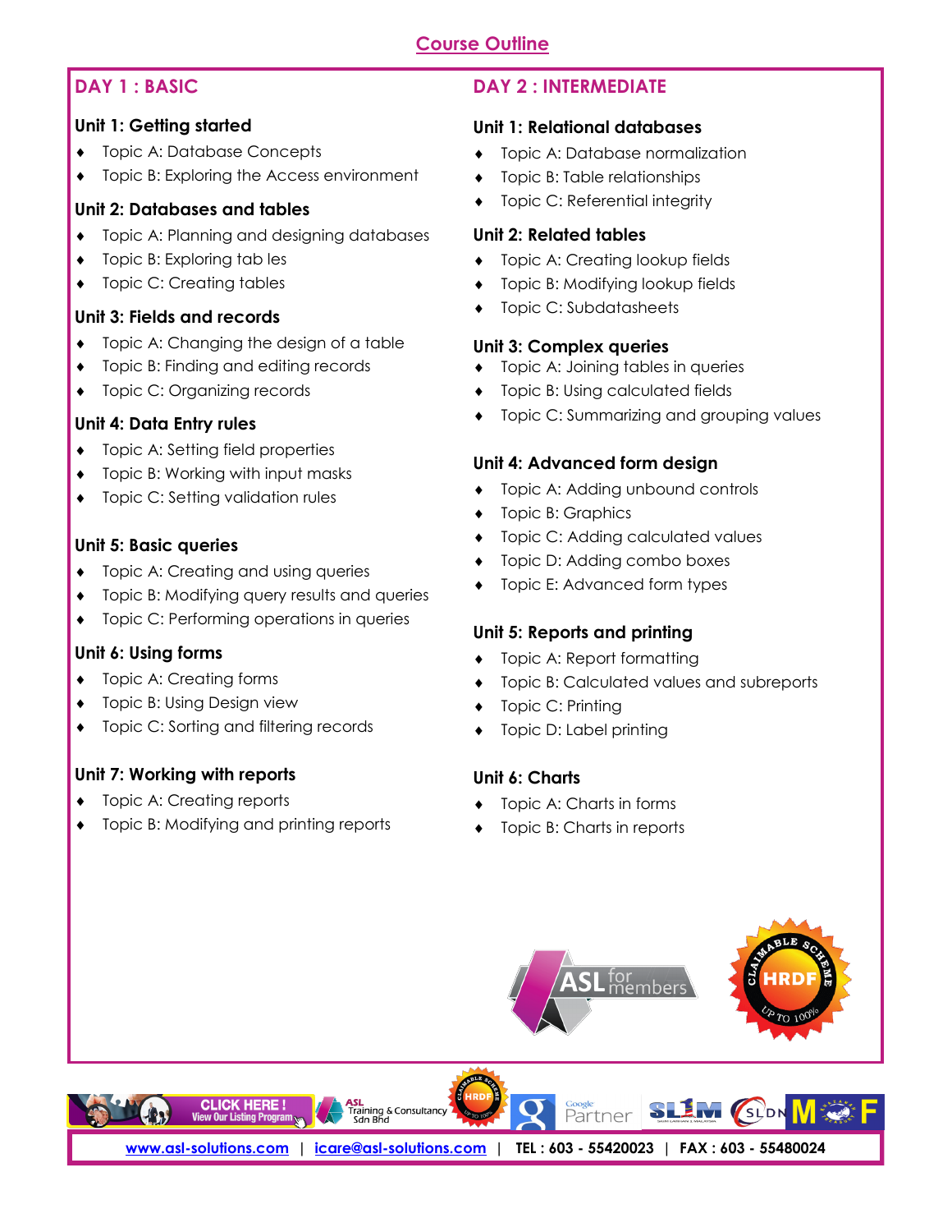## Course Outline

### DAY 1 : BASIC

#### Unit 1: Getting started

- Topic A: Database Concepts
- Topic B: Exploring the Access environment

#### Unit 2: Databases and tables

- Topic A: Planning and designing databases
- Topic B: Exploring tab les
- Topic C: Creating tables

#### Unit 3: Fields and records

- Topic A: Changing the design of a table
- Topic B: Finding and editing records
- Topic C: Organizing records

#### Unit 4: Data Entry rules

- Topic A: Setting field properties
- Topic B: Working with input masks
- Topic C: Setting validation rules

#### Unit 5: Basic queries

- Topic A: Creating and using queries
- Topic B: Modifying query results and queries
- Topic C: Performing operations in queries

#### Unit 6: Using forms

- Topic A: Creating forms
- Topic B: Using Design view
- Topic C: Sorting and filtering records

#### Unit 7: Working with reports

- Topic A: Creating reports
- Topic B: Modifying and printing reports

### DAY 2 : INTERMEDIATE

#### Unit 1: Relational databases

- Topic A: Database normalization
- Topic B: Table relationships
- Topic C: Referential integrity

#### Unit 2: Related tables

- Topic A: Creating lookup fields
- Topic B: Modifying lookup fields
- Topic C: Subdatasheets

#### Unit 3: Complex queries

- Topic A: Joining tables in queries
- Topic B: Using calculated fields
- Topic C: Summarizing and grouping values

#### Unit 4: Advanced form design

- Topic A: Adding unbound controls
- Topic B: Graphics
- Topic C: Adding calculated values
- Topic D: Adding combo boxes
- Topic E: Advanced form types

#### Unit 5: Reports and printing

- Topic A: Report formatting
- Topic B: Calculated values and subreports
- Topic C: Printing
- Topic D: Label printing

#### Unit 6: Charts

- Topic A: Charts in forms
- Topic B: Charts in reports

www.asl-solutions.com | icare@asl-solutions.com | TEL : 603 - 55420023 | FAX : 603 - 55480024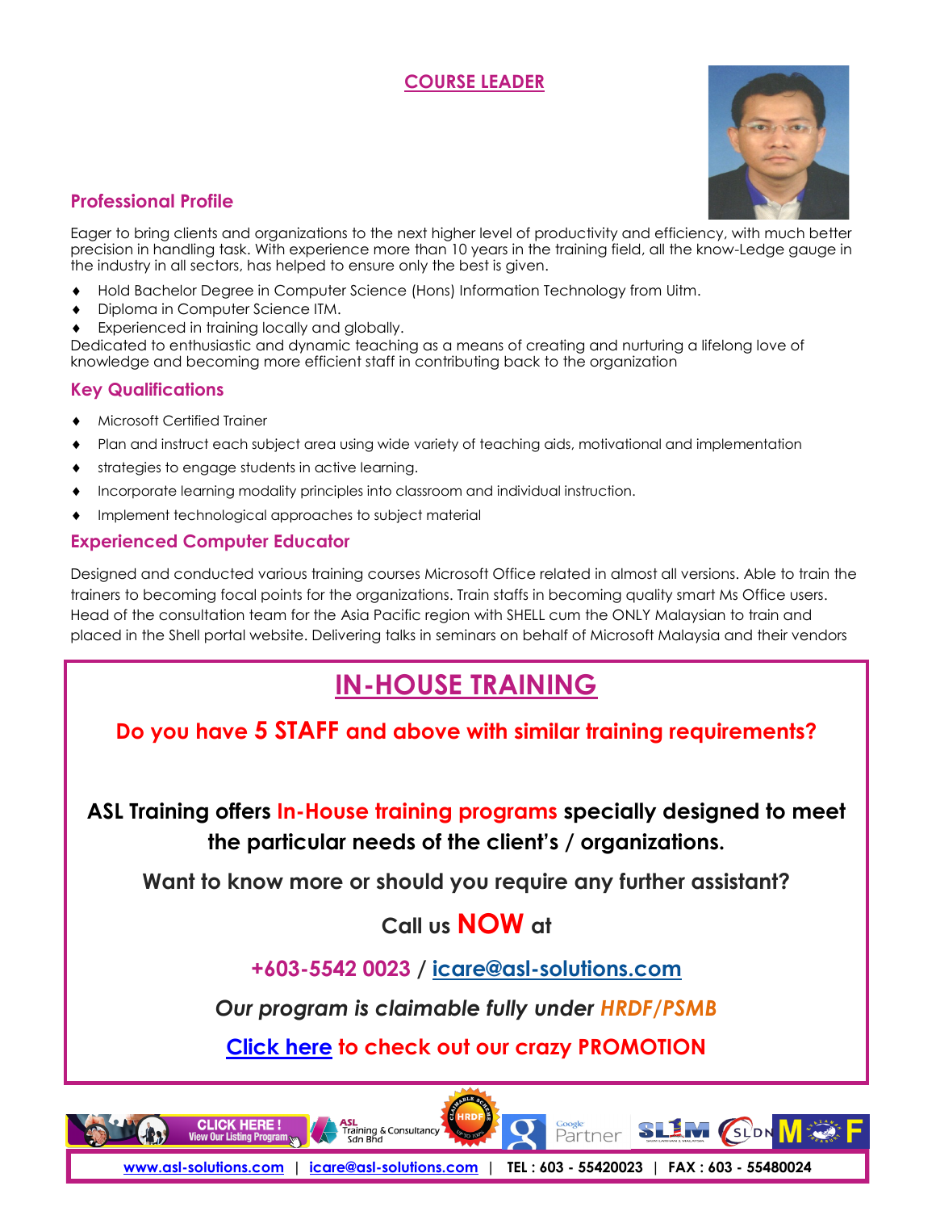## COURSE LEADER

### Professional Profile

Eager to bring clients and organizations to the next higher level of productivity and efficiency, with much better precision in handling task. With experience more than 10 years in the training field, all the know-Ledge gauge in the industry in all sectors, has helped to ensure only the best is given.

- Hold Bachelor Degree in Computer Science (Hons) Information Technology from Uitm.
- Diploma in Computer Science ITM.
- Experienced in training locally and globally.

Dedicated to enthusiastic and dynamic teaching as a means of creating and nurturing a lifelong love of knowledge and becoming more efficient staff in contributing back to the organization

### Key Qualifications

- Microsoft Certified Trainer
- Plan and instruct each subject area using wide variety of teaching aids, motivational and implementation
- strategies to engage students in active learning.
- Incorporate learning modality principles into classroom and individual instruction.
- Implement technological approaches to subject material

### Experienced Computer Educator

Designed and conducted various training courses Microsoft Office related in almost all versions. Able to train the trainers to becoming focal points for the organizations. Train staffs in becoming quality smart Ms Office users. Head of the consultation team for the Asia Pacific region with SHELL cum the ONLY Malaysian to train and placed in the Shell portal website. Delivering talks in seminars on behalf of Microsoft Malaysia and their vendors

## IN-HOUSE TRAINING

**Do you have 5 STAFF and above with similar training requirements?**

**ASL Training offers In-House training programs specially designed to meet the particular needs of the client's / organizations.**

**Want to know more or should you require any further assistant?**

**Call us NOW at**

**+603-5542 0023 / icare@asl-solutions.com**

***Our program is claimable fully under HRDF/PSMB***

**Click here to check out our crazy PROMOTION**

CLICK HERE ! View Our Listing Program | ASL Training & Consultancy Sdn Bhd | HRDF | Google Partner | SLIM | SLDN | MOF

www.asl-solutions.com | icare@asl-solutions.com | TEL : 603 - 55420023 | FAX : 603 - 55480024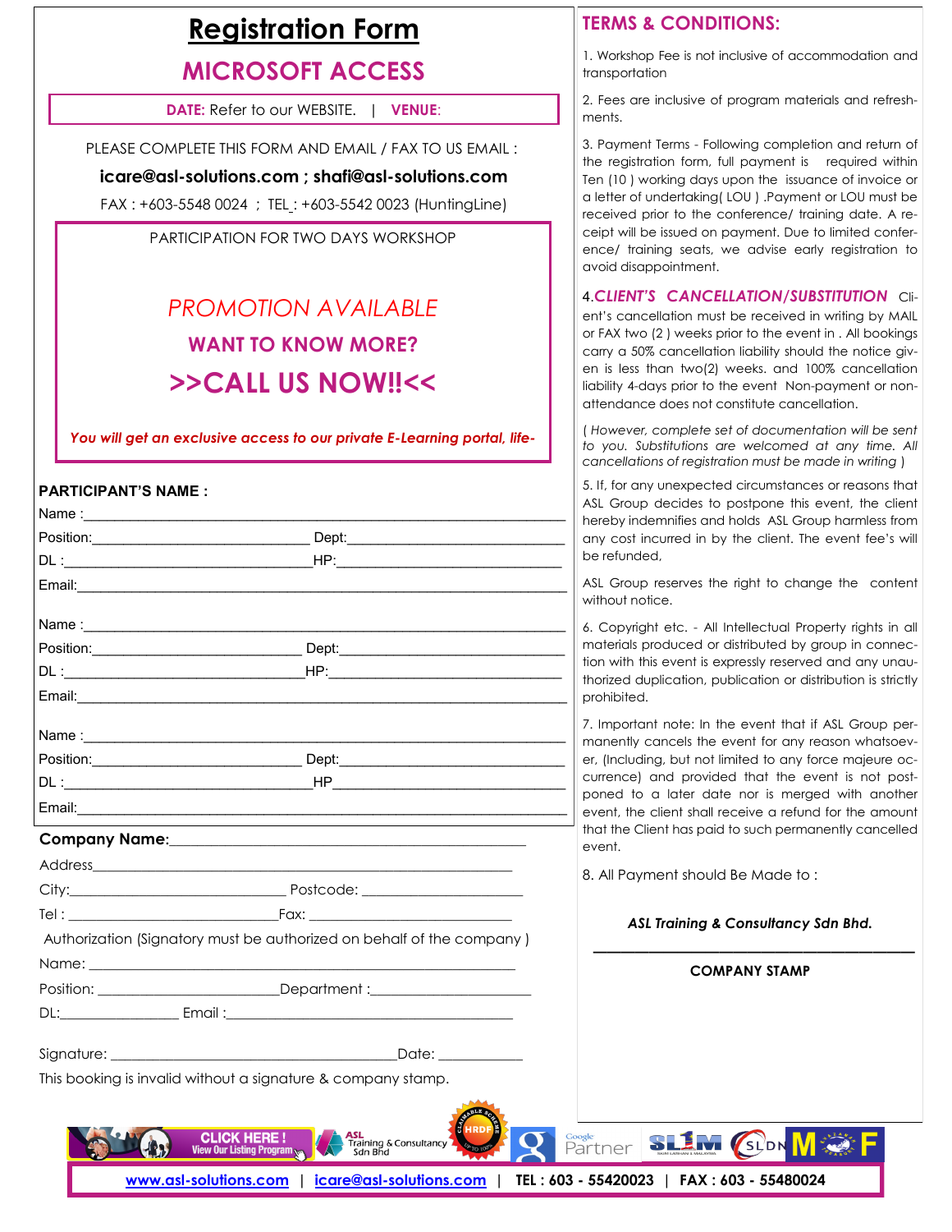# Registration Form

## MICROSOFT ACCESS

**DATE:** Refer to our WEBSITE. | **VENUE:**

PLEASE COMPLETE THIS FORM AND EMAIL / FAX TO US EMAIL :

**icare@asl-solutions.com ; shafi@asl-solutions.com**

FAX : +603-5548 0024 ; TEL : +603-5542 0023 (HuntingLine)

PARTICIPATION FOR TWO DAYS WORKSHOP

*PROMOTION AVAILABLE*

**WANT TO KNOW MORE?**

**>>CALL US NOW!!<<**

***You will get an exclusive access to our private E-Learning portal, life-***

**PARTICIPANT'S NAME :**

Name :\_\_\_\_\_\_\_\_\_\_\_\_\_\_\_\_\_\_\_\_\_\_\_\_\_\_\_\_\_\_\_\_\_\_\_\_\_\_\_\_\_\_\_\_\_\_\_\_

Position:\_\_\_\_\_\_\_\_\_\_\_\_\_\_\_\_\_\_\_\_\_\_ Dept:\_\_\_\_\_\_\_\_\_\_\_\_\_\_\_\_\_\_\_\_\_\_

DL :\_\_\_\_\_\_\_\_\_\_\_\_\_\_\_\_\_\_\_\_\_\_\_\_\_\_ HP:\_\_\_\_\_\_\_\_\_\_\_\_\_\_\_\_\_\_\_\_\_\_

Email:\_\_\_\_\_\_\_\_\_\_\_\_\_\_\_\_\_\_\_\_\_\_\_\_\_\_\_\_\_\_\_\_\_\_\_\_\_\_\_\_\_\_\_\_\_\_\_\_

Name :\_\_\_\_\_\_\_\_\_\_\_\_\_\_\_\_\_\_\_\_\_\_\_\_\_\_\_\_\_\_\_\_\_\_\_\_\_\_\_\_\_\_\_\_\_\_\_\_

Position:\_\_\_\_\_\_\_\_\_\_\_\_\_\_\_\_\_\_\_\_\_\_ Dept:\_\_\_\_\_\_\_\_\_\_\_\_\_\_\_\_\_\_\_\_\_\_

DL :\_\_\_\_\_\_\_\_\_\_\_\_\_\_\_\_\_\_\_\_\_\_\_\_\_\_ HP:\_\_\_\_\_\_\_\_\_\_\_\_\_\_\_\_\_\_\_\_\_\_

Email:\_\_\_\_\_\_\_\_\_\_\_\_\_\_\_\_\_\_\_\_\_\_\_\_\_\_\_\_\_\_\_\_\_\_\_\_\_\_\_\_\_\_\_\_\_\_\_\_

Name :\_\_\_\_\_\_\_\_\_\_\_\_\_\_\_\_\_\_\_\_\_\_\_\_\_\_\_\_\_\_\_\_\_\_\_\_\_\_\_\_\_\_\_\_\_\_\_\_

Position:\_\_\_\_\_\_\_\_\_\_\_\_\_\_\_\_\_\_\_\_\_\_ Dept:\_\_\_\_\_\_\_\_\_\_\_\_\_\_\_\_\_\_\_\_\_\_

DL :\_\_\_\_\_\_\_\_\_\_\_\_\_\_\_\_\_\_\_\_\_\_\_\_\_\_ HP\_\_\_\_\_\_\_\_\_\_\_\_\_\_\_\_\_\_\_\_\_\_

Email:\_\_\_\_\_\_\_\_\_\_\_\_\_\_\_\_\_\_\_\_\_\_\_\_\_\_\_\_\_\_\_\_\_\_\_\_\_\_\_\_\_\_\_\_\_\_\_\_

**Company Name:**\_\_\_\_\_\_\_\_\_\_\_\_\_\_\_\_\_\_\_\_\_\_\_\_\_\_\_\_\_\_\_\_\_\_\_\_\_\_

Address\_\_\_\_\_\_\_\_\_\_\_\_\_\_\_\_\_\_\_\_\_\_\_\_\_\_\_\_\_\_\_\_\_\_\_\_\_\_\_\_\_\_\_\_\_\_

City:\_\_\_\_\_\_\_\_\_\_\_\_\_\_\_\_\_\_\_\_\_\_ Postcode: \_\_\_\_\_\_\_\_\_\_\_\_\_\_\_\_\_\_

Tel : \_\_\_\_\_\_\_\_\_\_\_\_\_\_\_\_\_\_\_\_\_\_\_Fax: \_\_\_\_\_\_\_\_\_\_\_\_\_\_\_\_\_\_\_\_\_

Authorization (Signatory must be authorized on behalf of the company )

Name: \_\_\_\_\_\_\_\_\_\_\_\_\_\_\_\_\_\_\_\_\_\_\_\_\_\_\_\_\_\_\_\_\_\_\_\_\_\_\_\_\_\_\_\_\_\_\_\_

Position: \_\_\_\_\_\_\_\_\_\_\_\_\_\_\_\_\_\_\_\_Department :\_\_\_\_\_\_\_\_\_\_\_\_\_\_\_\_\_\_

DL:\_\_\_\_\_\_\_\_\_\_\_\_\_\_ Email :\_\_\_\_\_\_\_\_\_\_\_\_\_\_\_\_\_\_\_\_\_\_\_\_\_\_\_\_\_\_\_\_

Signature: \_\_\_\_\_\_\_\_\_\_\_\_\_\_\_\_\_\_\_\_\_\_\_\_\_\_\_\_\_\_\_\_Date: \_\_\_\_\_\_\_\_\_\_

This booking is invalid without a signature & company stamp.

## TERMS & CONDITIONS:

1. Workshop Fee is not inclusive of accommodation and transportation

2. Fees are inclusive of program materials and refreshments.

3. Payment Terms - Following completion and return of the registration form, full payment is required within Ten (10 ) working days upon the issuance of invoice or a letter of undertaking( LOU ) .Payment or LOU must be received prior to the conference/ training date. A receipt will be issued on payment. Due to limited conference/ training seats, we advise early registration to avoid disappointment.

4. ***CLIENT'S CANCELLATION/SUBSTITUTION*** Client's cancellation must be received in writing by MAIL or FAX two (2 ) weeks prior to the event in . All bookings carry a 50% cancellation liability should the notice given is less than two(2) weeks. and 100% cancellation liability 4-days prior to the event Non-payment or non-attendance does not constitute cancellation.

*( However, complete set of documentation will be sent to you. Substitutions are welcomed at any time. All cancellations of registration must be made in writing )*

5. If, for any unexpected circumstances or reasons that ASL Group decides to postpone this event, the client hereby indemnifies and holds ASL Group harmless from any cost incurred in by the client. The event fee's will be refunded,

ASL Group reserves the right to change the content without notice.

6. Copyright etc. - All Intellectual Property rights in all materials produced or distributed by group in connection with this event is expressly reserved and any unauthorized duplication, publication or distribution is strictly prohibited.

7. Important note: In the event that if ASL Group permanently cancels the event for any reason whatsoever, (Including, but not limited to any force majeure occurrence) and provided that the event is not postponed to a later date nor is merged with another event, the client shall receive a refund for the amount that the Client has paid to such permanently cancelled event.

8. All Payment should Be Made to :

***ASL Training & Consultancy Sdn Bhd.***

\_\_\_\_\_\_\_\_\_\_\_\_\_\_\_\_\_\_\_\_\_\_\_\_\_\_\_\_\_\_\_\_\_\_\_\_

**COMPANY STAMP**

CLICK HERE ! View Our Listing Program

ASL Training & Consultancy Sdn Bhd

www.asl-solutions.com | icare@asl-solutions.com | **TEL : 603 - 55420023** | **FAX : 603 - 55480024**